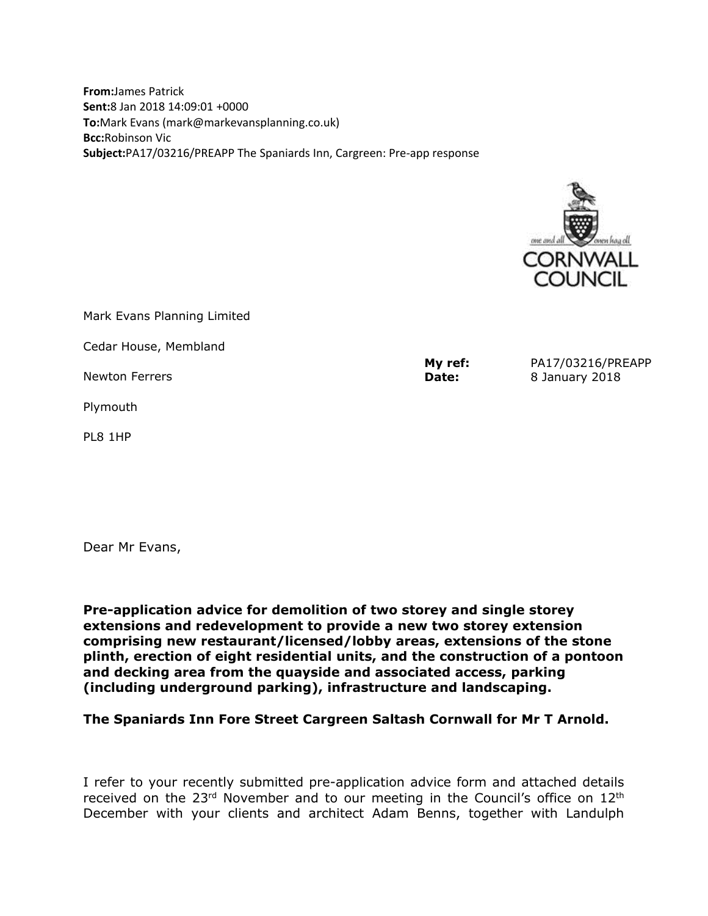**From:** James Patrick
**Sent:** 8 Jan 2018 14:09:01 +0000
**To:** Mark Evans (mark@markevansplanning.co.uk)
**Bcc:** Robinson Vic
**Subject:** PA17/03216/PREAPP The Spaniards Inn, Cargreen: Pre-app response

Mark Evans Planning Limited

Cedar House, Membland

Newton Ferrers

Plymouth

PL8 1HP

**My ref:** PA17/03216/PREAPP
**Date:** 8 January 2018

Dear Mr Evans,

**Pre-application advice for demolition of two storey and single storey extensions and redevelopment to provide a new two storey extension comprising new restaurant/licensed/lobby areas, extensions of the stone plinth, erection of eight residential units, and the construction of a pontoon and decking area from the quayside and associated access, parking (including underground parking), infrastructure and landscaping.**

**The Spaniards Inn Fore Street Cargreen Saltash Cornwall for Mr T Arnold.**

I refer to your recently submitted pre-application advice form and attached details received on the 23rd November and to our meeting in the Council's office on 12th December with your clients and architect Adam Benns, together with Landulph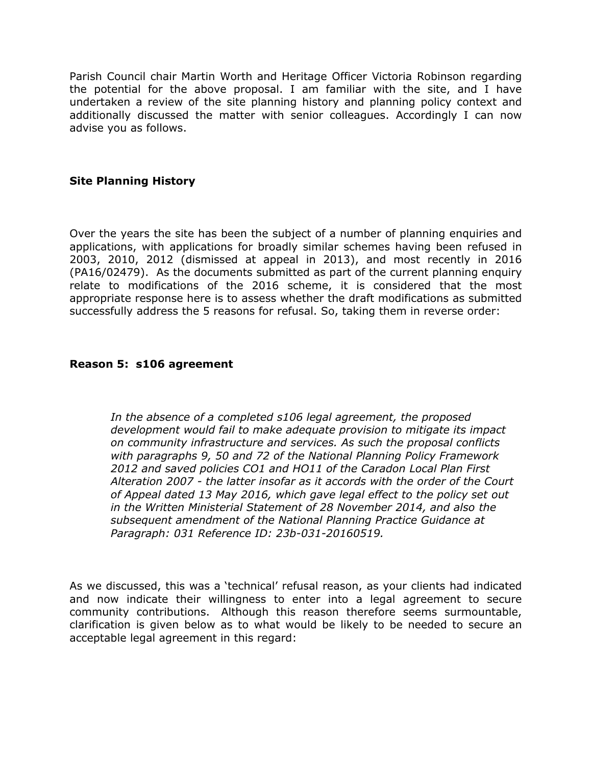Parish Council chair Martin Worth and Heritage Officer Victoria Robinson regarding the potential for the above proposal. I am familiar with the site, and I have undertaken a review of the site planning history and planning policy context and additionally discussed the matter with senior colleagues. Accordingly I can now advise you as follows.

**Site Planning History**

Over the years the site has been the subject of a number of planning enquiries and applications, with applications for broadly similar schemes having been refused in 2003, 2010, 2012 (dismissed at appeal in 2013), and most recently in 2016 (PA16/02479). As the documents submitted as part of the current planning enquiry relate to modifications of the 2016 scheme, it is considered that the most appropriate response here is to assess whether the draft modifications as submitted successfully address the 5 reasons for refusal. So, taking them in reverse order:

**Reason 5: s106 agreement**

> *In the absence of a completed s106 legal agreement, the proposed development would fail to make adequate provision to mitigate its impact on community infrastructure and services. As such the proposal conflicts with paragraphs 9, 50 and 72 of the National Planning Policy Framework 2012 and saved policies CO1 and HO11 of the Caradon Local Plan First Alteration 2007 - the latter insofar as it accords with the order of the Court of Appeal dated 13 May 2016, which gave legal effect to the policy set out in the Written Ministerial Statement of 28 November 2014, and also the subsequent amendment of the National Planning Practice Guidance at Paragraph: 031 Reference ID: 23b-031-20160519.*

As we discussed, this was a 'technical' refusal reason, as your clients had indicated and now indicate their willingness to enter into a legal agreement to secure community contributions. Although this reason therefore seems surmountable, clarification is given below as to what would be likely to be needed to secure an acceptable legal agreement in this regard: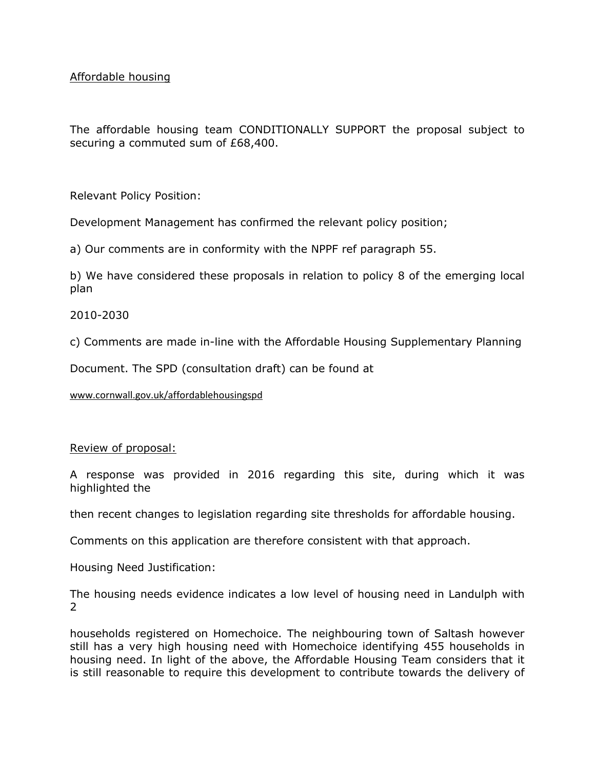Affordable housing

The affordable housing team CONDITIONALLY SUPPORT the proposal subject to securing a commuted sum of £68,400.

Relevant Policy Position:

Development Management has confirmed the relevant policy position;

a) Our comments are in conformity with the NPPF ref paragraph 55.

b) We have considered these proposals in relation to policy 8 of the emerging local plan

2010-2030

c) Comments are made in-line with the Affordable Housing Supplementary Planning

Document. The SPD (consultation draft) can be found at

www.cornwall.gov.uk/affordablehousingspd

Review of proposal:

A response was provided in 2016 regarding this site, during which it was highlighted the

then recent changes to legislation regarding site thresholds for affordable housing.

Comments on this application are therefore consistent with that approach.

Housing Need Justification:

The housing needs evidence indicates a low level of housing need in Landulph with 2

households registered on Homechoice. The neighbouring town of Saltash however still has a very high housing need with Homechoice identifying 455 households in housing need. In light of the above, the Affordable Housing Team considers that it is still reasonable to require this development to contribute towards the delivery of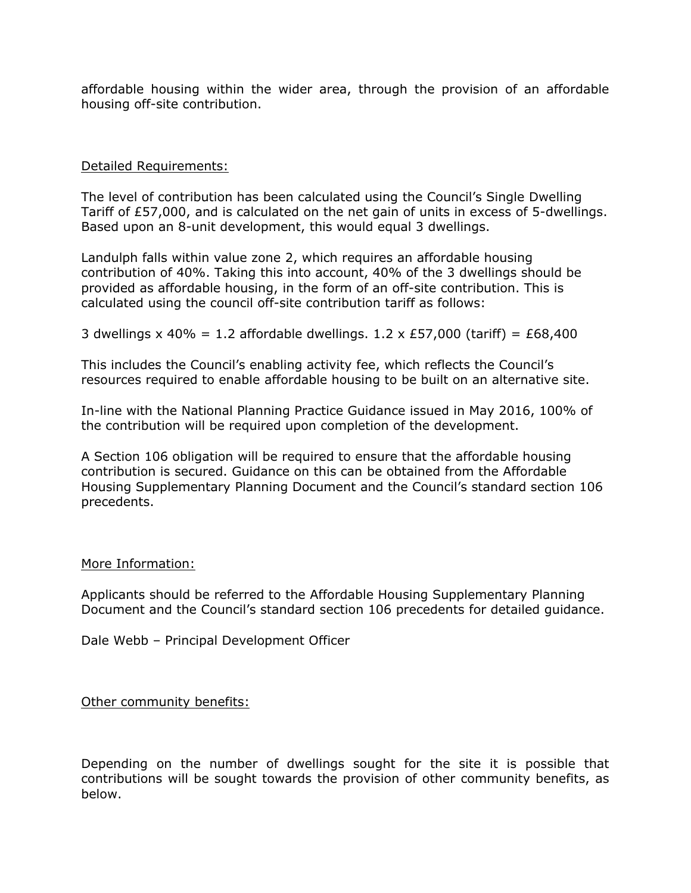affordable housing within the wider area, through the provision of an affordable housing off-site contribution.

<u>Detailed Requirements:</u>

The level of contribution has been calculated using the Council's Single Dwelling Tariff of £57,000, and is calculated on the net gain of units in excess of 5-dwellings. Based upon an 8-unit development, this would equal 3 dwellings.

Landulph falls within value zone 2, which requires an affordable housing contribution of 40%. Taking this into account, 40% of the 3 dwellings should be provided as affordable housing, in the form of an off-site contribution. This is calculated using the council off-site contribution tariff as follows:

3 dwellings x 40% = 1.2 affordable dwellings. 1.2 x £57,000 (tariff) = £68,400

This includes the Council's enabling activity fee, which reflects the Council's resources required to enable affordable housing to be built on an alternative site.

In-line with the National Planning Practice Guidance issued in May 2016, 100% of the contribution will be required upon completion of the development.

A Section 106 obligation will be required to ensure that the affordable housing contribution is secured. Guidance on this can be obtained from the Affordable Housing Supplementary Planning Document and the Council's standard section 106 precedents.

<u>More Information:</u>

Applicants should be referred to the Affordable Housing Supplementary Planning Document and the Council's standard section 106 precedents for detailed guidance.

Dale Webb – Principal Development Officer

<u>Other community benefits:</u>

Depending on the number of dwellings sought for the site it is possible that contributions will be sought towards the provision of other community benefits, as below.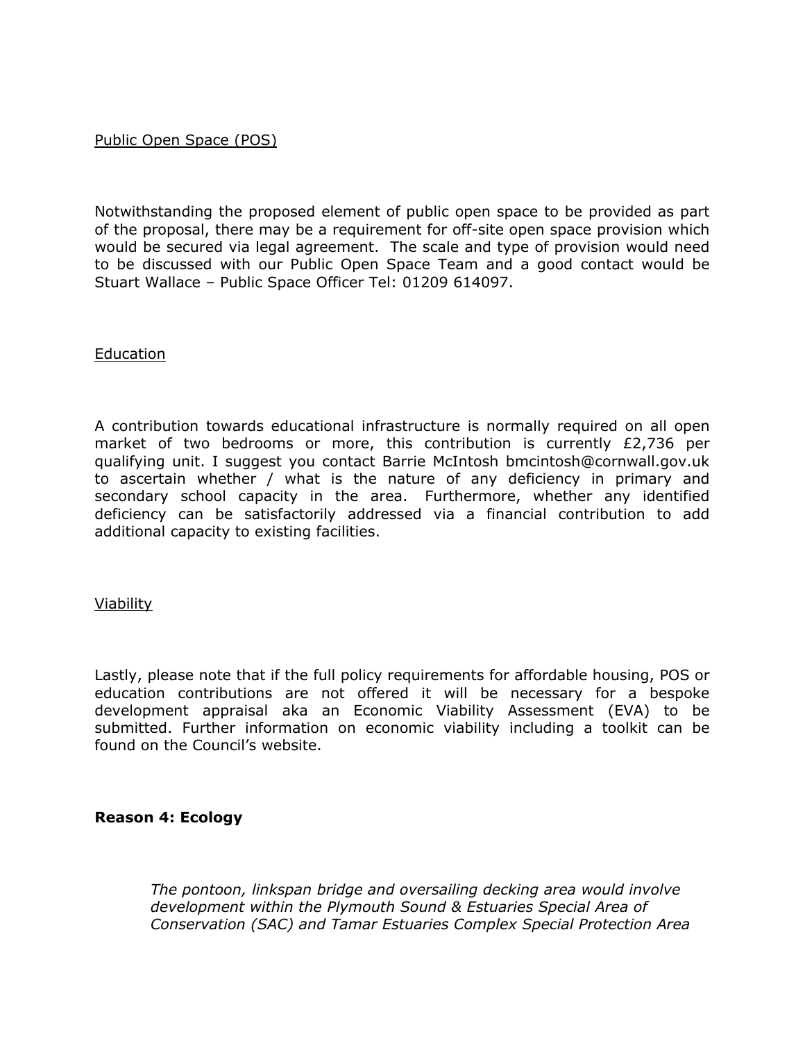Public Open Space (POS)

Notwithstanding the proposed element of public open space to be provided as part of the proposal, there may be a requirement for off-site open space provision which would be secured via legal agreement. The scale and type of provision would need to be discussed with our Public Open Space Team and a good contact would be Stuart Wallace – Public Space Officer Tel: 01209 614097.

Education

A contribution towards educational infrastructure is normally required on all open market of two bedrooms or more, this contribution is currently £2,736 per qualifying unit. I suggest you contact Barrie McIntosh bmcintosh@cornwall.gov.uk to ascertain whether / what is the nature of any deficiency in primary and secondary school capacity in the area. Furthermore, whether any identified deficiency can be satisfactorily addressed via a financial contribution to add additional capacity to existing facilities.

Viability

Lastly, please note that if the full policy requirements for affordable housing, POS or education contributions are not offered it will be necessary for a bespoke development appraisal aka an Economic Viability Assessment (EVA) to be submitted. Further information on economic viability including a toolkit can be found on the Council's website.

**Reason 4: Ecology**

> *The pontoon, linkspan bridge and oversailing decking area would involve development within the Plymouth Sound & Estuaries Special Area of Conservation (SAC) and Tamar Estuaries Complex Special Protection Area*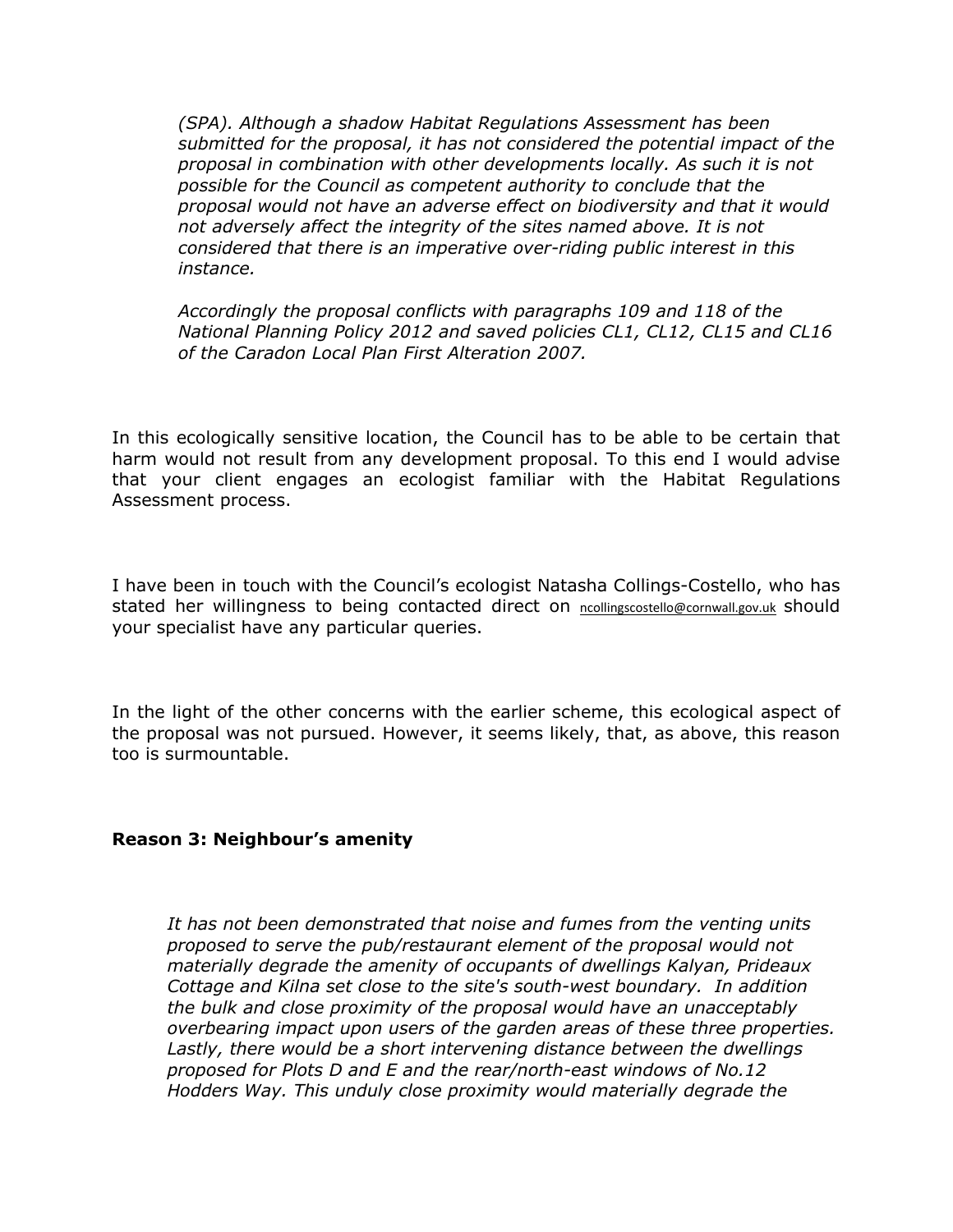*(SPA). Although a shadow Habitat Regulations Assessment has been submitted for the proposal, it has not considered the potential impact of the proposal in combination with other developments locally. As such it is not possible for the Council as competent authority to conclude that the proposal would not have an adverse effect on biodiversity and that it would not adversely affect the integrity of the sites named above. It is not considered that there is an imperative over-riding public interest in this instance.*

*Accordingly the proposal conflicts with paragraphs 109 and 118 of the National Planning Policy 2012 and saved policies CL1, CL12, CL15 and CL16 of the Caradon Local Plan First Alteration 2007.*

In this ecologically sensitive location, the Council has to be able to be certain that harm would not result from any development proposal. To this end I would advise that your client engages an ecologist familiar with the Habitat Regulations Assessment process.

I have been in touch with the Council's ecologist Natasha Collings-Costello, who has stated her willingness to being contacted direct on ncollingscostello@cornwall.gov.uk should your specialist have any particular queries.

In the light of the other concerns with the earlier scheme, this ecological aspect of the proposal was not pursued. However, it seems likely, that, as above, this reason too is surmountable.

**Reason 3: Neighbour's amenity**

*It has not been demonstrated that noise and fumes from the venting units proposed to serve the pub/restaurant element of the proposal would not materially degrade the amenity of occupants of dwellings Kalyan, Prideaux Cottage and Kilna set close to the site's south-west boundary. In addition the bulk and close proximity of the proposal would have an unacceptably overbearing impact upon users of the garden areas of these three properties. Lastly, there would be a short intervening distance between the dwellings proposed for Plots D and E and the rear/north-east windows of No.12 Hodders Way. This unduly close proximity would materially degrade the*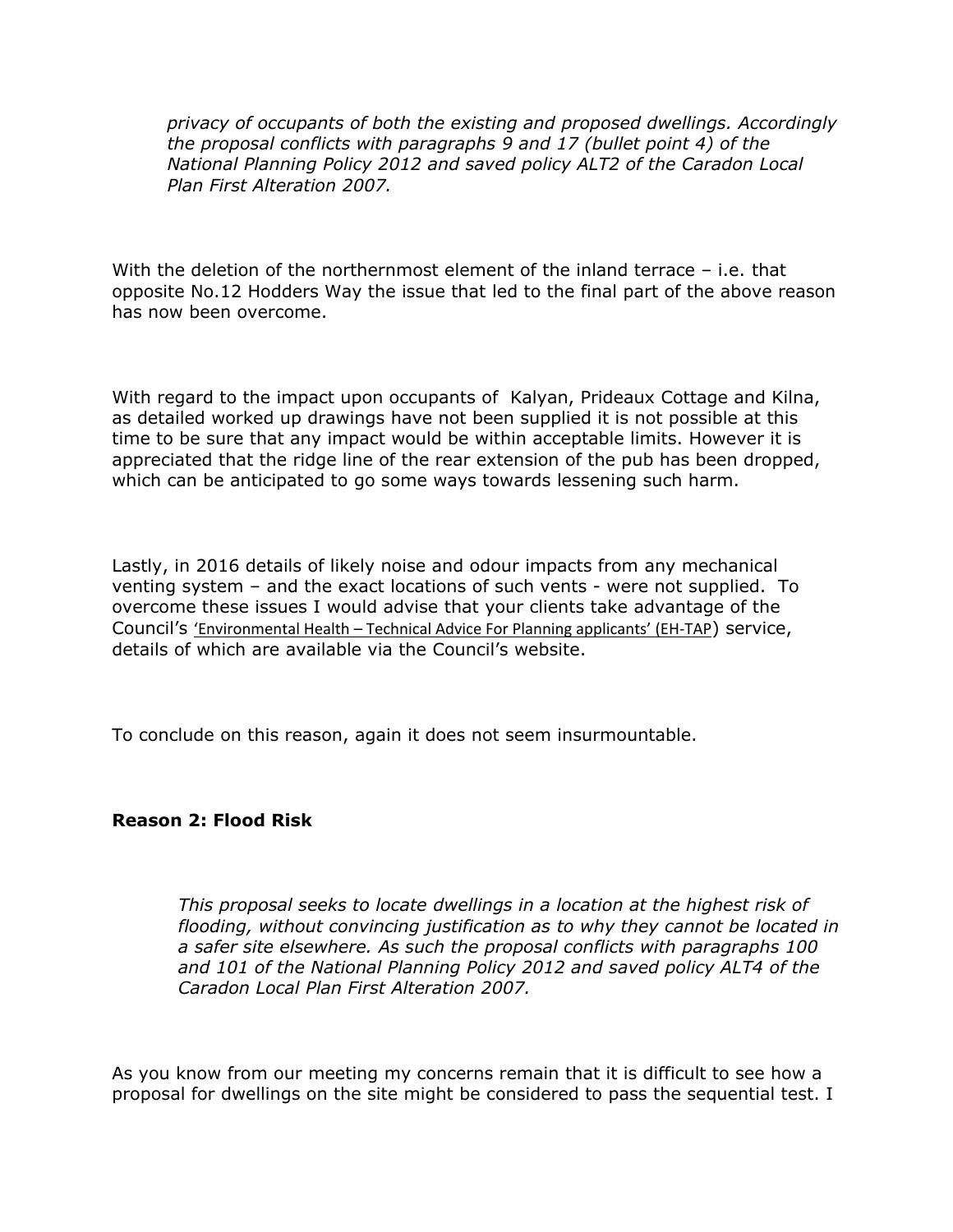*privacy of occupants of both the existing and proposed dwellings. Accordingly the proposal conflicts with paragraphs 9 and 17 (bullet point 4) of the National Planning Policy 2012 and saved policy ALT2 of the Caradon Local Plan First Alteration 2007.*

With the deletion of the northernmost element of the inland terrace – i.e. that opposite No.12 Hodders Way the issue that led to the final part of the above reason has now been overcome.

With regard to the impact upon occupants of Kalyan, Prideaux Cottage and Kilna, as detailed worked up drawings have not been supplied it is not possible at this time to be sure that any impact would be within acceptable limits. However it is appreciated that the ridge line of the rear extension of the pub has been dropped, which can be anticipated to go some ways towards lessening such harm.

Lastly, in 2016 details of likely noise and odour impacts from any mechanical venting system – and the exact locations of such vents - were not supplied. To overcome these issues I would advise that your clients take advantage of the Council's 'Environmental Health – Technical Advice For Planning applicants' (EH-TAP) service, details of which are available via the Council's website.

To conclude on this reason, again it does not seem insurmountable.

**Reason 2: Flood Risk**

*This proposal seeks to locate dwellings in a location at the highest risk of flooding, without convincing justification as to why they cannot be located in a safer site elsewhere. As such the proposal conflicts with paragraphs 100 and 101 of the National Planning Policy 2012 and saved policy ALT4 of the Caradon Local Plan First Alteration 2007.*

As you know from our meeting my concerns remain that it is difficult to see how a proposal for dwellings on the site might be considered to pass the sequential test. I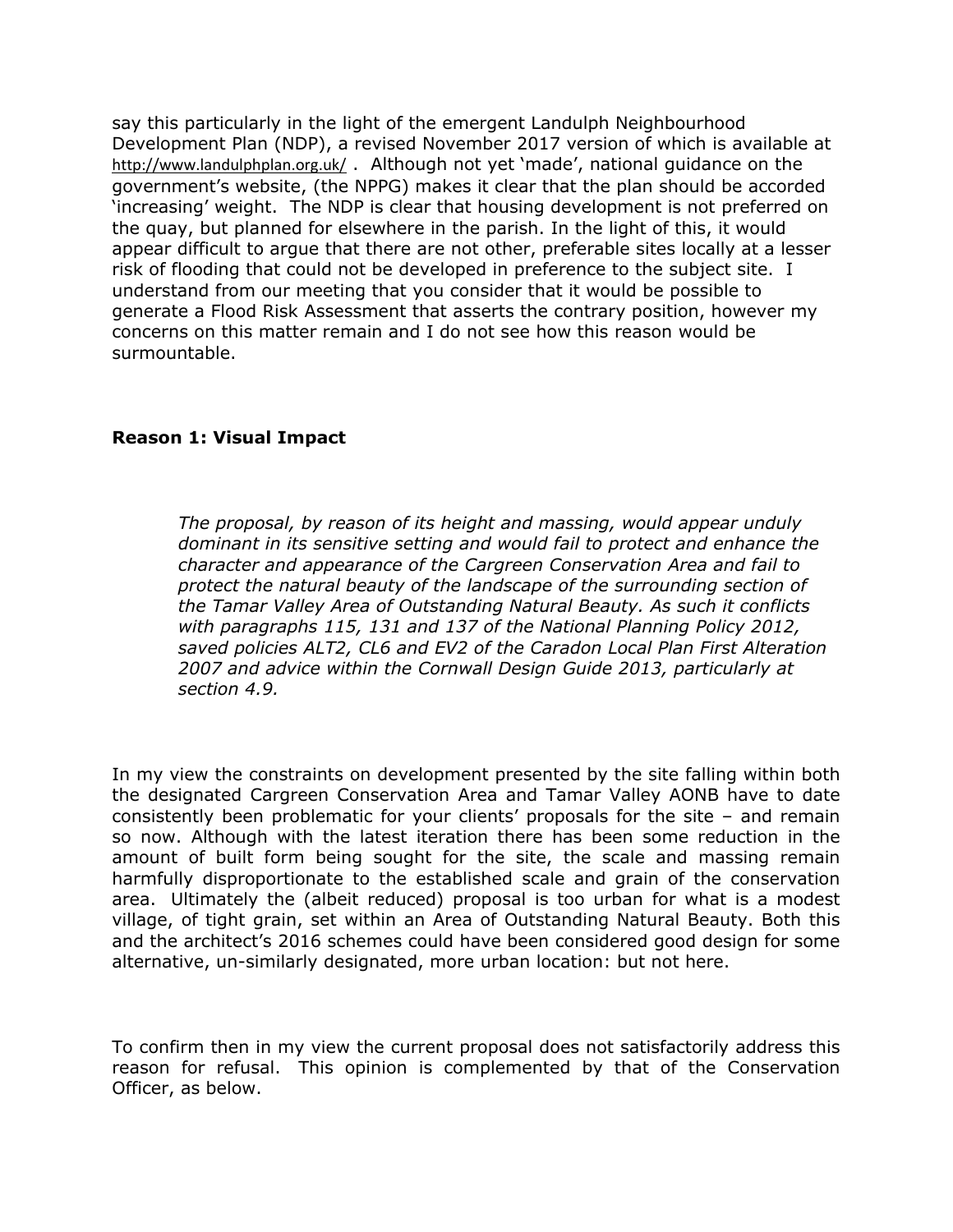say this particularly in the light of the emergent Landulph Neighbourhood Development Plan (NDP), a revised November 2017 version of which is available at http://www.landulphplan.org.uk/ . Although not yet 'made', national guidance on the government's website, (the NPPG) makes it clear that the plan should be accorded 'increasing' weight. The NDP is clear that housing development is not preferred on the quay, but planned for elsewhere in the parish. In the light of this, it would appear difficult to argue that there are not other, preferable sites locally at a lesser risk of flooding that could not be developed in preference to the subject site. I understand from our meeting that you consider that it would be possible to generate a Flood Risk Assessment that asserts the contrary position, however my concerns on this matter remain and I do not see how this reason would be surmountable.

**Reason 1: Visual Impact**

> *The proposal, by reason of its height and massing, would appear unduly dominant in its sensitive setting and would fail to protect and enhance the character and appearance of the Cargreen Conservation Area and fail to protect the natural beauty of the landscape of the surrounding section of the Tamar Valley Area of Outstanding Natural Beauty. As such it conflicts with paragraphs 115, 131 and 137 of the National Planning Policy 2012, saved policies ALT2, CL6 and EV2 of the Caradon Local Plan First Alteration 2007 and advice within the Cornwall Design Guide 2013, particularly at section 4.9.*

In my view the constraints on development presented by the site falling within both the designated Cargreen Conservation Area and Tamar Valley AONB have to date consistently been problematic for your clients' proposals for the site – and remain so now. Although with the latest iteration there has been some reduction in the amount of built form being sought for the site, the scale and massing remain harmfully disproportionate to the established scale and grain of the conservation area. Ultimately the (albeit reduced) proposal is too urban for what is a modest village, of tight grain, set within an Area of Outstanding Natural Beauty. Both this and the architect's 2016 schemes could have been considered good design for some alternative, un-similarly designated, more urban location: but not here.

To confirm then in my view the current proposal does not satisfactorily address this reason for refusal. This opinion is complemented by that of the Conservation Officer, as below.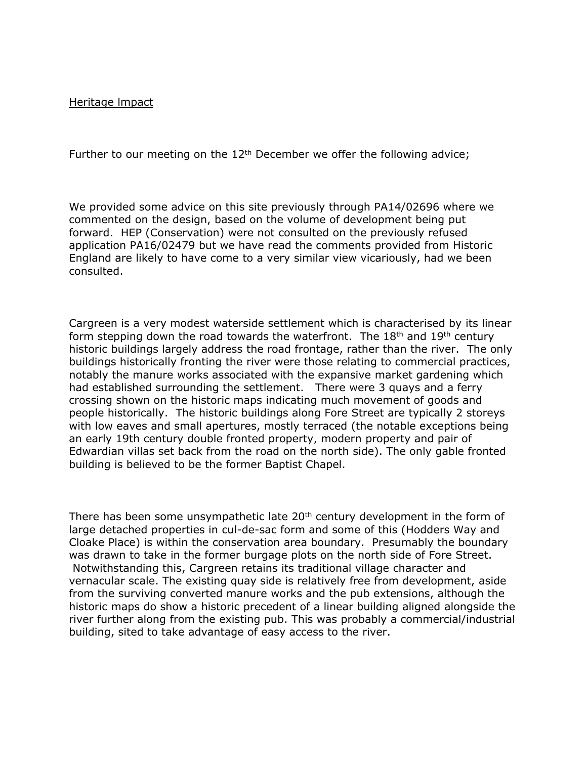Heritage Impact

Further to our meeting on the 12th December we offer the following advice;

We provided some advice on this site previously through PA14/02696 where we commented on the design, based on the volume of development being put forward. HEP (Conservation) were not consulted on the previously refused application PA16/02479 but we have read the comments provided from Historic England are likely to have come to a very similar view vicariously, had we been consulted.

Cargreen is a very modest waterside settlement which is characterised by its linear form stepping down the road towards the waterfront. The 18th and 19th century historic buildings largely address the road frontage, rather than the river. The only buildings historically fronting the river were those relating to commercial practices, notably the manure works associated with the expansive market gardening which had established surrounding the settlement. There were 3 quays and a ferry crossing shown on the historic maps indicating much movement of goods and people historically. The historic buildings along Fore Street are typically 2 storeys with low eaves and small apertures, mostly terraced (the notable exceptions being an early 19th century double fronted property, modern property and pair of Edwardian villas set back from the road on the north side). The only gable fronted building is believed to be the former Baptist Chapel.

There has been some unsympathetic late 20th century development in the form of large detached properties in cul-de-sac form and some of this (Hodders Way and Cloake Place) is within the conservation area boundary. Presumably the boundary was drawn to take in the former burgage plots on the north side of Fore Street. Notwithstanding this, Cargreen retains its traditional village character and vernacular scale. The existing quay side is relatively free from development, aside from the surviving converted manure works and the pub extensions, although the historic maps do show a historic precedent of a linear building aligned alongside the river further along from the existing pub. This was probably a commercial/industrial building, sited to take advantage of easy access to the river.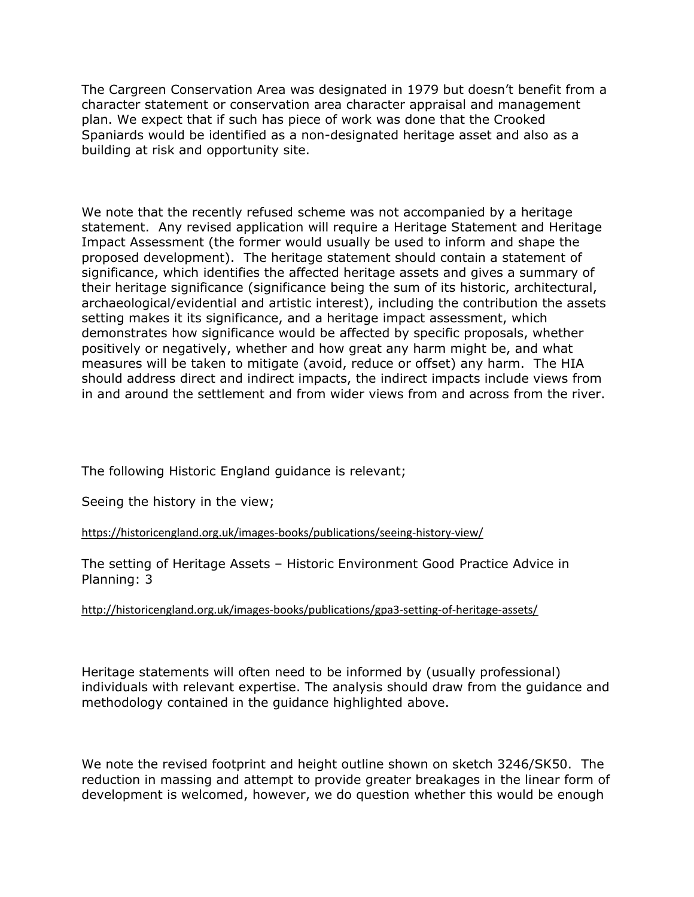The Cargreen Conservation Area was designated in 1979 but doesn't benefit from a character statement or conservation area character appraisal and management plan. We expect that if such has piece of work was done that the Crooked Spaniards would be identified as a non-designated heritage asset and also as a building at risk and opportunity site.

We note that the recently refused scheme was not accompanied by a heritage statement. Any revised application will require a Heritage Statement and Heritage Impact Assessment (the former would usually be used to inform and shape the proposed development). The heritage statement should contain a statement of significance, which identifies the affected heritage assets and gives a summary of their heritage significance (significance being the sum of its historic, architectural, archaeological/evidential and artistic interest), including the contribution the assets setting makes it its significance, and a heritage impact assessment, which demonstrates how significance would be affected by specific proposals, whether positively or negatively, whether and how great any harm might be, and what measures will be taken to mitigate (avoid, reduce or offset) any harm. The HIA should address direct and indirect impacts, the indirect impacts include views from in and around the settlement and from wider views from and across from the river.

The following Historic England guidance is relevant;

Seeing the history in the view;

https://historicengland.org.uk/images-books/publications/seeing-history-view/

The setting of Heritage Assets – Historic Environment Good Practice Advice in Planning: 3

http://historicengland.org.uk/images-books/publications/gpa3-setting-of-heritage-assets/

Heritage statements will often need to be informed by (usually professional) individuals with relevant expertise. The analysis should draw from the guidance and methodology contained in the guidance highlighted above.

We note the revised footprint and height outline shown on sketch 3246/SK50. The reduction in massing and attempt to provide greater breakages in the linear form of development is welcomed, however, we do question whether this would be enough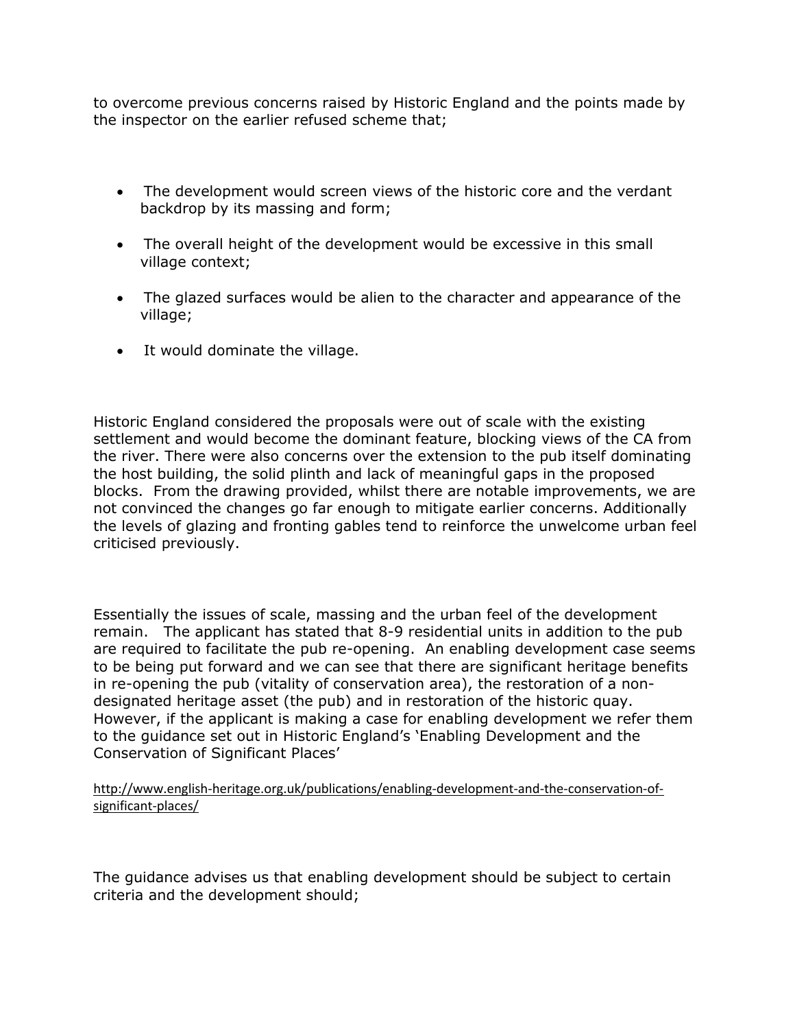to overcome previous concerns raised by Historic England and the points made by the inspector on the earlier refused scheme that;

- The development would screen views of the historic core and the verdant backdrop by its massing and form;
- The overall height of the development would be excessive in this small village context;
- The glazed surfaces would be alien to the character and appearance of the village;
- It would dominate the village.

Historic England considered the proposals were out of scale with the existing settlement and would become the dominant feature, blocking views of the CA from the river. There were also concerns over the extension to the pub itself dominating the host building, the solid plinth and lack of meaningful gaps in the proposed blocks. From the drawing provided, whilst there are notable improvements, we are not convinced the changes go far enough to mitigate earlier concerns. Additionally the levels of glazing and fronting gables tend to reinforce the unwelcome urban feel criticised previously.

Essentially the issues of scale, massing and the urban feel of the development remain. The applicant has stated that 8-9 residential units in addition to the pub are required to facilitate the pub re-opening. An enabling development case seems to be being put forward and we can see that there are significant heritage benefits in re-opening the pub (vitality of conservation area), the restoration of a non-designated heritage asset (the pub) and in restoration of the historic quay. However, if the applicant is making a case for enabling development we refer them to the guidance set out in Historic England's 'Enabling Development and the Conservation of Significant Places'

http://www.english-heritage.org.uk/publications/enabling-development-and-the-conservation-of-significant-places/

The guidance advises us that enabling development should be subject to certain criteria and the development should;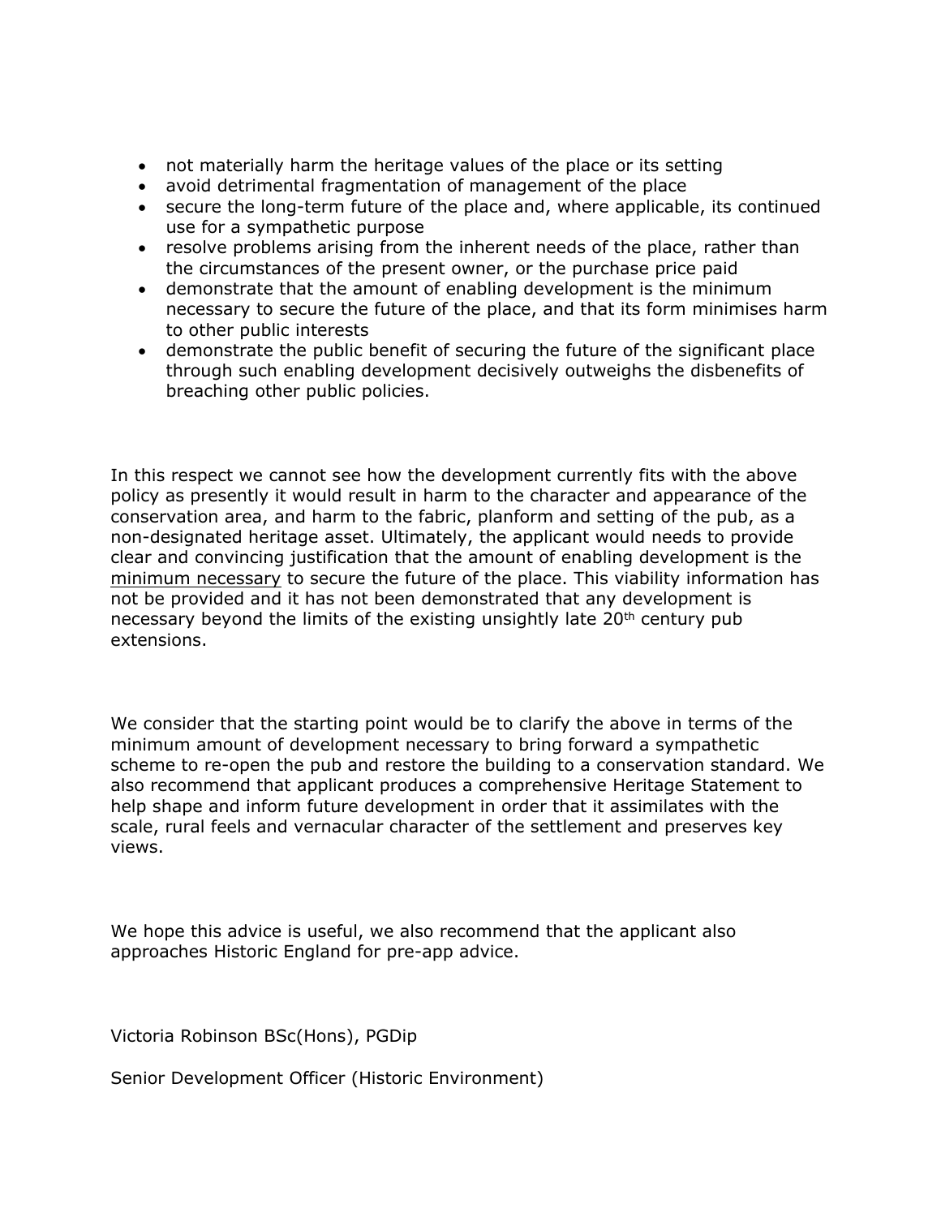- not materially harm the heritage values of the place or its setting
- avoid detrimental fragmentation of management of the place
- secure the long-term future of the place and, where applicable, its continued use for a sympathetic purpose
- resolve problems arising from the inherent needs of the place, rather than the circumstances of the present owner, or the purchase price paid
- demonstrate that the amount of enabling development is the minimum necessary to secure the future of the place, and that its form minimises harm to other public interests
- demonstrate the public benefit of securing the future of the significant place through such enabling development decisively outweighs the disbenefits of breaching other public policies.

In this respect we cannot see how the development currently fits with the above policy as presently it would result in harm to the character and appearance of the conservation area, and harm to the fabric, planform and setting of the pub, as a non-designated heritage asset. Ultimately, the applicant would needs to provide clear and convincing justification that the amount of enabling development is the <u>minimum necessary</u> to secure the future of the place. This viability information has not be provided and it has not been demonstrated that any development is necessary beyond the limits of the existing unsightly late 20th century pub extensions.

We consider that the starting point would be to clarify the above in terms of the minimum amount of development necessary to bring forward a sympathetic scheme to re-open the pub and restore the building to a conservation standard. We also recommend that applicant produces a comprehensive Heritage Statement to help shape and inform future development in order that it assimilates with the scale, rural feels and vernacular character of the settlement and preserves key views.

We hope this advice is useful, we also recommend that the applicant also approaches Historic England for pre-app advice.

Victoria Robinson BSc(Hons), PGDip

Senior Development Officer (Historic Environment)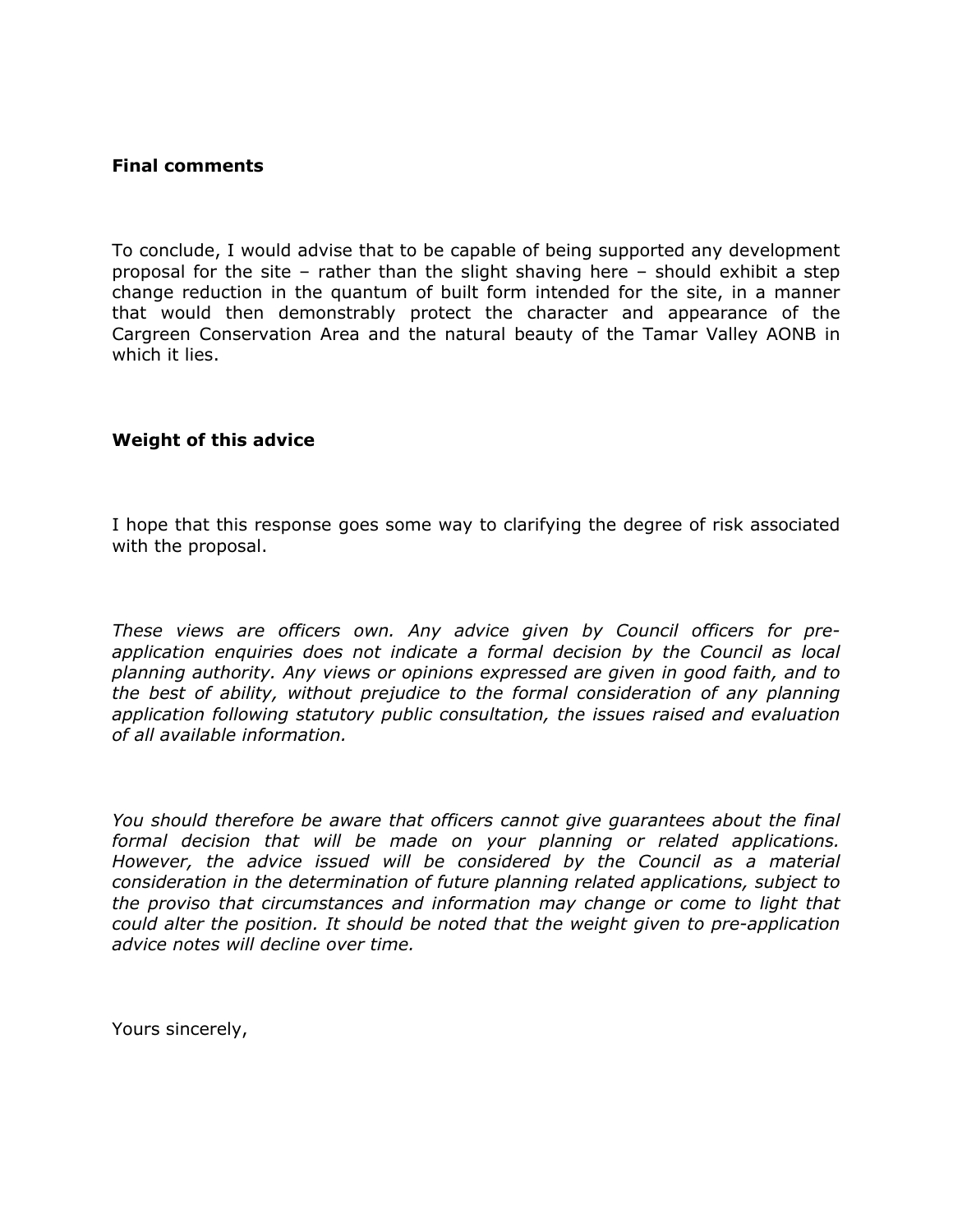**Final comments**

To conclude, I would advise that to be capable of being supported any development proposal for the site – rather than the slight shaving here – should exhibit a step change reduction in the quantum of built form intended for the site, in a manner that would then demonstrably protect the character and appearance of the Cargreen Conservation Area and the natural beauty of the Tamar Valley AONB in which it lies.

**Weight of this advice**

I hope that this response goes some way to clarifying the degree of risk associated with the proposal.

*These views are officers own. Any advice given by Council officers for pre-application enquiries does not indicate a formal decision by the Council as local planning authority. Any views or opinions expressed are given in good faith, and to the best of ability, without prejudice to the formal consideration of any planning application following statutory public consultation, the issues raised and evaluation of all available information.*

*You should therefore be aware that officers cannot give guarantees about the final formal decision that will be made on your planning or related applications. However, the advice issued will be considered by the Council as a material consideration in the determination of future planning related applications, subject to the proviso that circumstances and information may change or come to light that could alter the position. It should be noted that the weight given to pre-application advice notes will decline over time.*

Yours sincerely,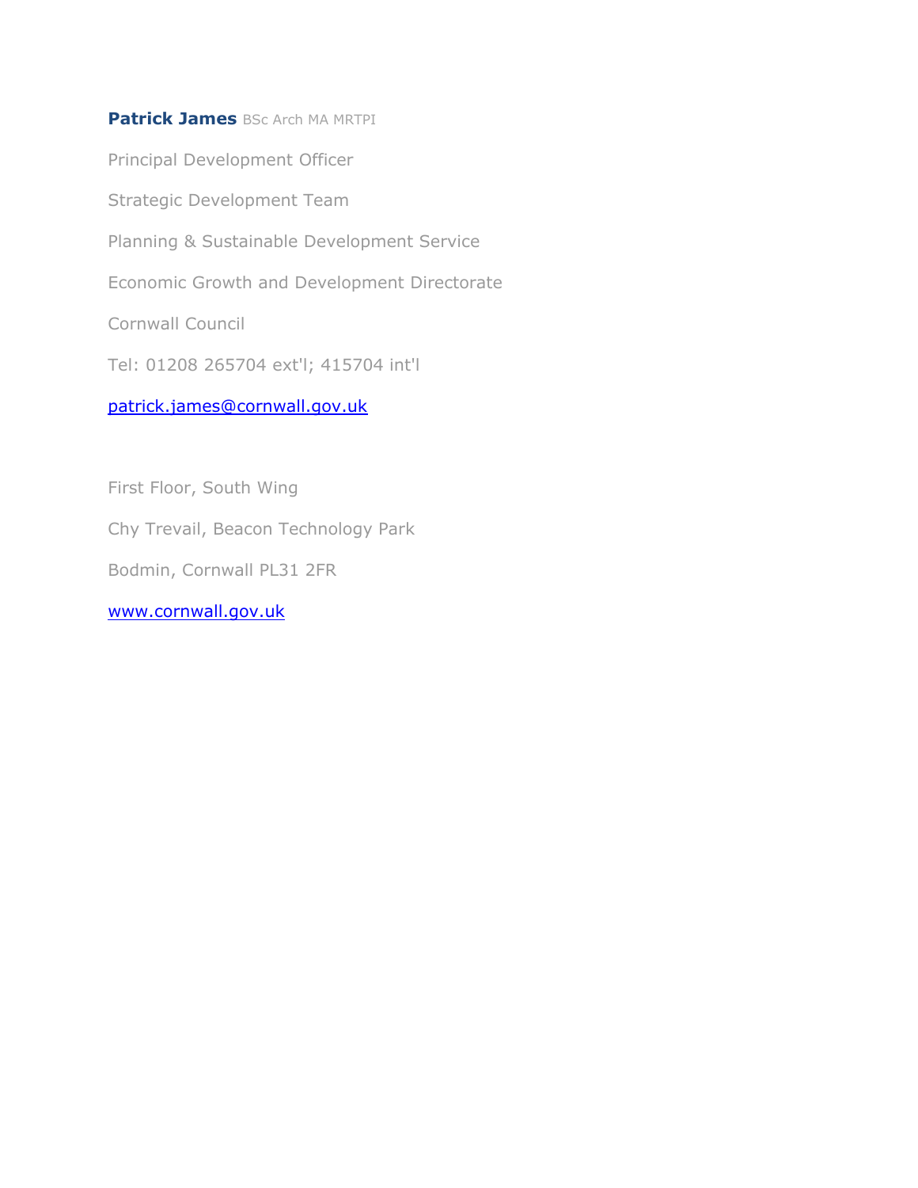**Patrick James** BSc Arch MA MRTPI

Principal Development Officer

Strategic Development Team

Planning & Sustainable Development Service

Economic Growth and Development Directorate

Cornwall Council

Tel: 01208 265704 ext'l; 415704 int'l

patrick.james@cornwall.gov.uk

First Floor, South Wing

Chy Trevail, Beacon Technology Park

Bodmin, Cornwall PL31 2FR

www.cornwall.gov.uk